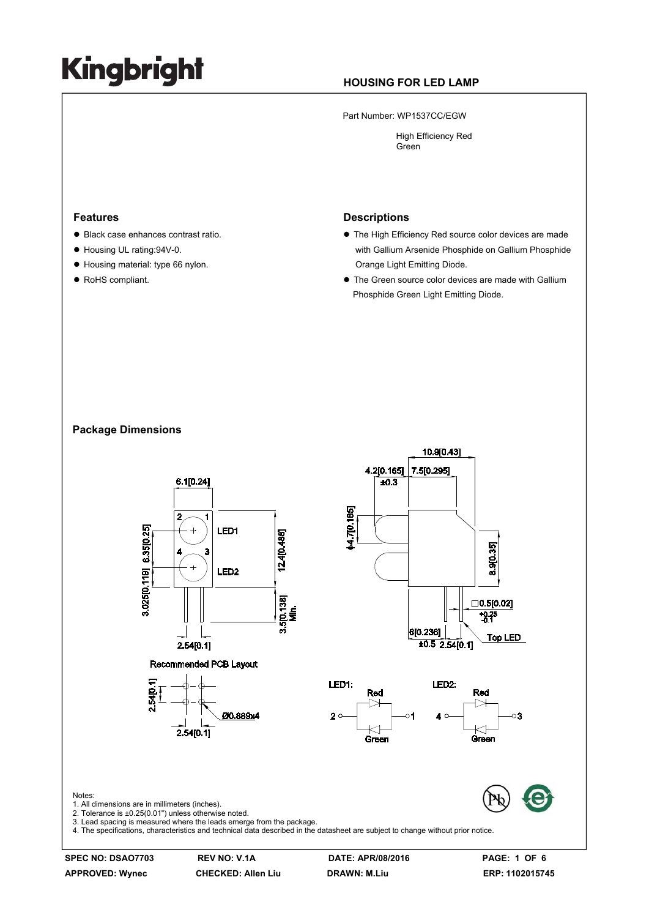# Kingbright

## HOUSING FOR LED LAMP

Part Number: WP1537CC/EGW

High Efficiency Red
Green

### Features

- Black case enhances contrast ratio.
- Housing UL rating:94V-0.
- Housing material: type 66 nylon.
- RoHS compliant.

### Descriptions

- The High Efficiency Red source color devices are made with Gallium Arsenide Phosphide on Gallium Phosphide Orange Light Emitting Diode.
- The Green source color devices are made with Gallium Phosphide Green Light Emitting Diode.

### Package Dimensions

Recommended PCB Layout

LED1: Red, Green (pins 2, 1)

LED2: Red, Green (pins 4, 3)

Notes:
1. All dimensions are in millimeters (inches).
2. Tolerance is ±0.25(0.01") unless otherwise noted.
3. Lead spacing is measured where the leads emerge from the package.
4. The specifications, characteristics and technical data described in the datasheet are subject to change without prior notice.

| SPEC NO: DSAO7703 | REV NO: V.1A | DATE: APR/08/2016 | |
|---|---|---|---|
| APPROVED: Wynec | CHECKED: Allen Liu | DRAWN: M.Liu | ERP: 1102015745 |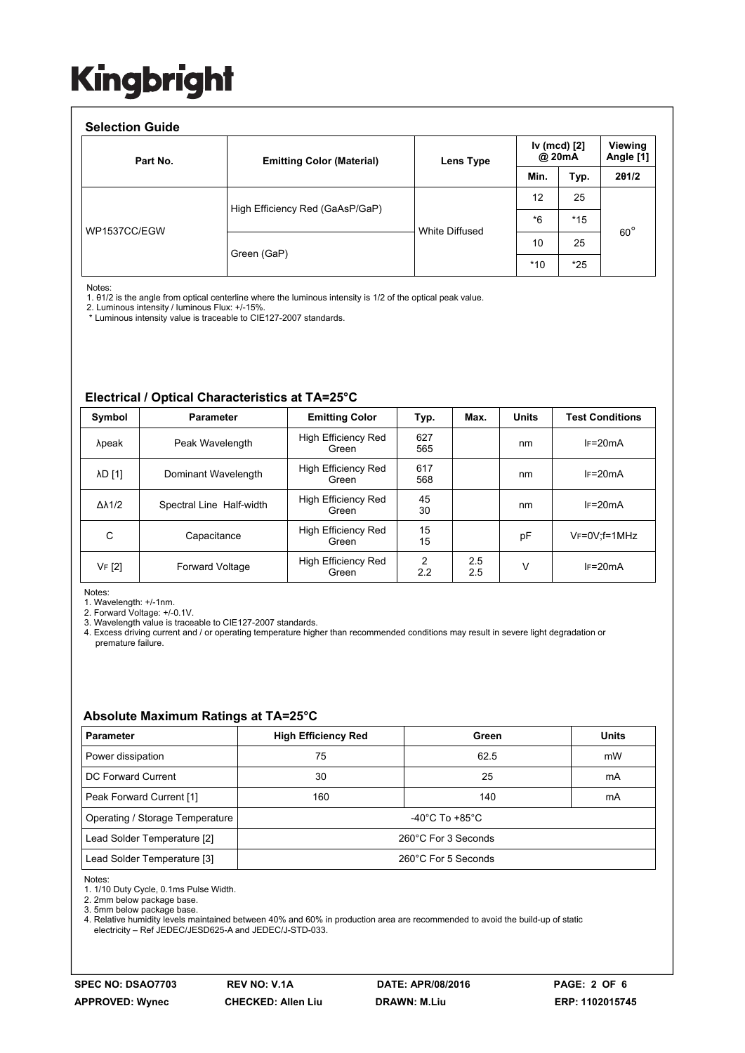# Kingbright

## Selection Guide

| Part No. | Emitting Color (Material) | Lens Type | Iv (mcd) [2] @ 20mA | | Viewing Angle [1] |
|---|---|---|---|---|---|
| | | | Min. | Typ. | 2θ1/2 |
| WP1537CC/EGW | High Efficiency Red (GaAsP/GaP) | White Diffused | 12 | 25 | 60° |
| | | | *6 | *15 | |
| | Green (GaP) | | 10 | 25 | |
| | | | *10 | *25 | |

Notes:
1. θ1/2 is the angle from optical centerline where the luminous intensity is 1/2 of the optical peak value.
2. Luminous intensity / luminous Flux: +/-15%.
\* Luminous intensity value is traceable to CIE127-2007 standards.

## Electrical / Optical Characteristics at TA=25°C

| Symbol | Parameter | Emitting Color | Typ. | Max. | Units | Test Conditions |
|---|---|---|---|---|---|---|
| λpeak | Peak Wavelength | High Efficiency Red<br>Green | 627<br>565 | | nm | $I_F$=20mA |
| λD [1] | Dominant Wavelength | High Efficiency Red<br>Green | 617<br>568 | | nm | $I_F$=20mA |
| Δλ1/2 | Spectral Line Half-width | High Efficiency Red<br>Green | 45<br>30 | | nm | $I_F$=20mA |
| C | Capacitance | High Efficiency Red<br>Green | 15<br>15 | | pF | $V_F$=0V;f=1MHz |
| $V_F$ [2] | Forward Voltage | High Efficiency Red<br>Green | 2<br>2.2 | 2.5<br>2.5 | V | $I_F$=20mA |

Notes:
1. Wavelength: +/-1nm.
2. Forward Voltage: +/-0.1V.
3. Wavelength value is traceable to CIE127-2007 standards.
4. Excess driving current and / or operating temperature higher than recommended conditions may result in severe light degradation or premature failure.

## Absolute Maximum Ratings at TA=25°C

| Parameter | High Efficiency Red | Green | Units |
|---|---|---|---|
| Power dissipation | 75 | 62.5 | mW |
| DC Forward Current | 30 | 25 | mA |
| Peak Forward Current [1] | 160 | 140 | mA |
| Operating / Storage Temperature | -40°C To +85°C | | |
| Lead Solder Temperature [2] | 260°C For 3 Seconds | | |
| Lead Solder Temperature [3] | 260°C For 5 Seconds | | |

Notes:
1. 1/10 Duty Cycle, 0.1ms Pulse Width.
2. 2mm below package base.
3. 5mm below package base.
4. Relative humidity levels maintained between 40% and 60% in production area are recommended to avoid the build-up of static electricity – Ref JEDEC/JESD625-A and JEDEC/J-STD-033.

| SPEC NO: DSAO7703 | REV NO: V.1A | DATE: APR/08/2016 | |
|---|---|---|---|
| APPROVED: Wynec | CHECKED: Allen Liu | DRAWN: M.Liu | ERP: 1102015745 |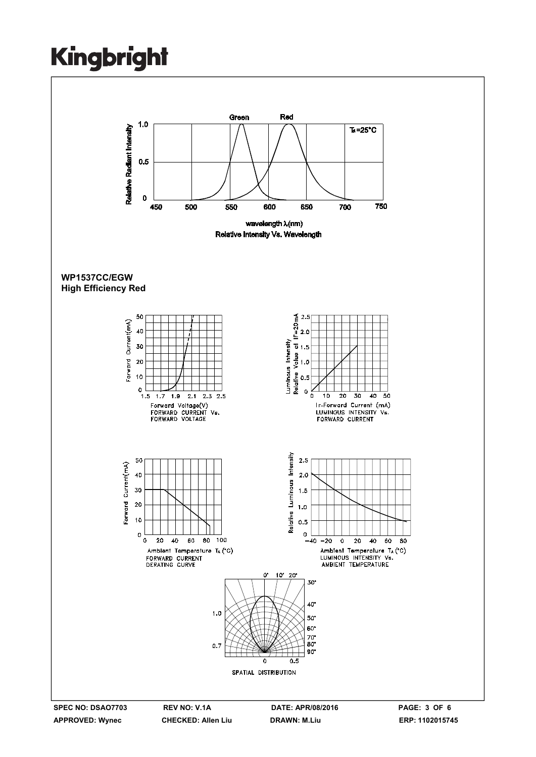Relative Intensity Vs. Wavelength

**WP1537CC/EGW**
**High Efficiency Red**

FORWARD CURRENT Vs. FORWARD VOLTAGE

LUMINOUS INTENSITY Vs. FORWARD CURRENT

FORWARD CURRENT DERATING CURVE

LUMINOUS INTENSITY Vs. AMBIENT TEMPERATURE

SPATIAL DISTRIBUTION

SPEC NO: DSAO7703 REV NO: V.1A DATE: APR/08/2016
APPROVED: Wynec CHECKED: Allen Liu DRAWN: M.Liu ERP: 1102015745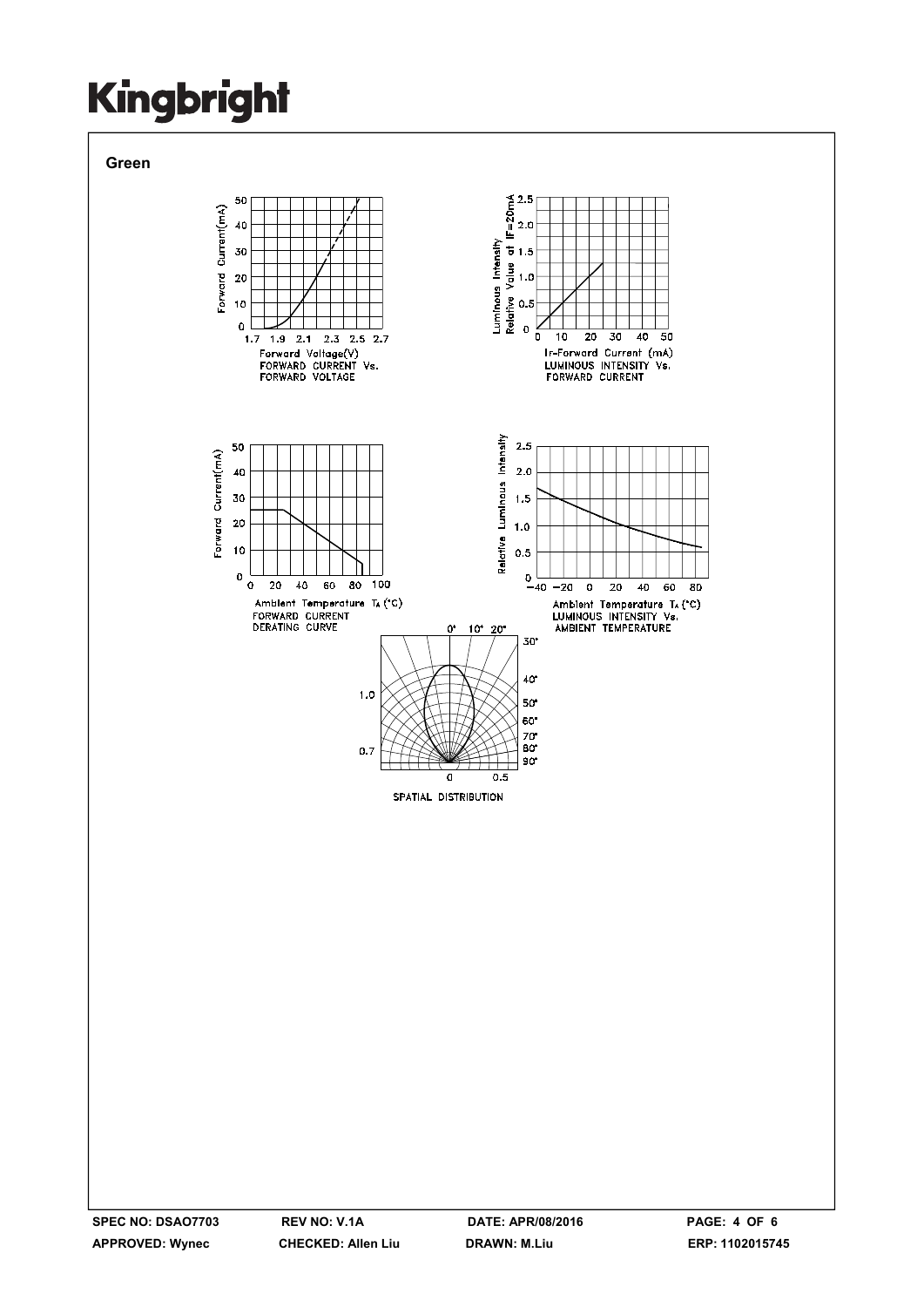**Green**

Forward Current(mA)

Forward Voltage(V)
FORWARD CURRENT Vs.
FORWARD VOLTAGE

Luminous Intensity
Relative Value at IF=20mA

IF-Forward Current (mA)
LUMINOUS INTENSITY Vs.
FORWARD CURRENT

Forward Current(mA)

Ambient Temperature $T_A$ (°C)
FORWARD CURRENT
DERATING CURVE

Relative Luminous Intensity

Ambient Temperature $T_A$ (°C)
LUMINOUS INTENSITY Vs.
AMBIENT TEMPERATURE

SPATIAL DISTRIBUTION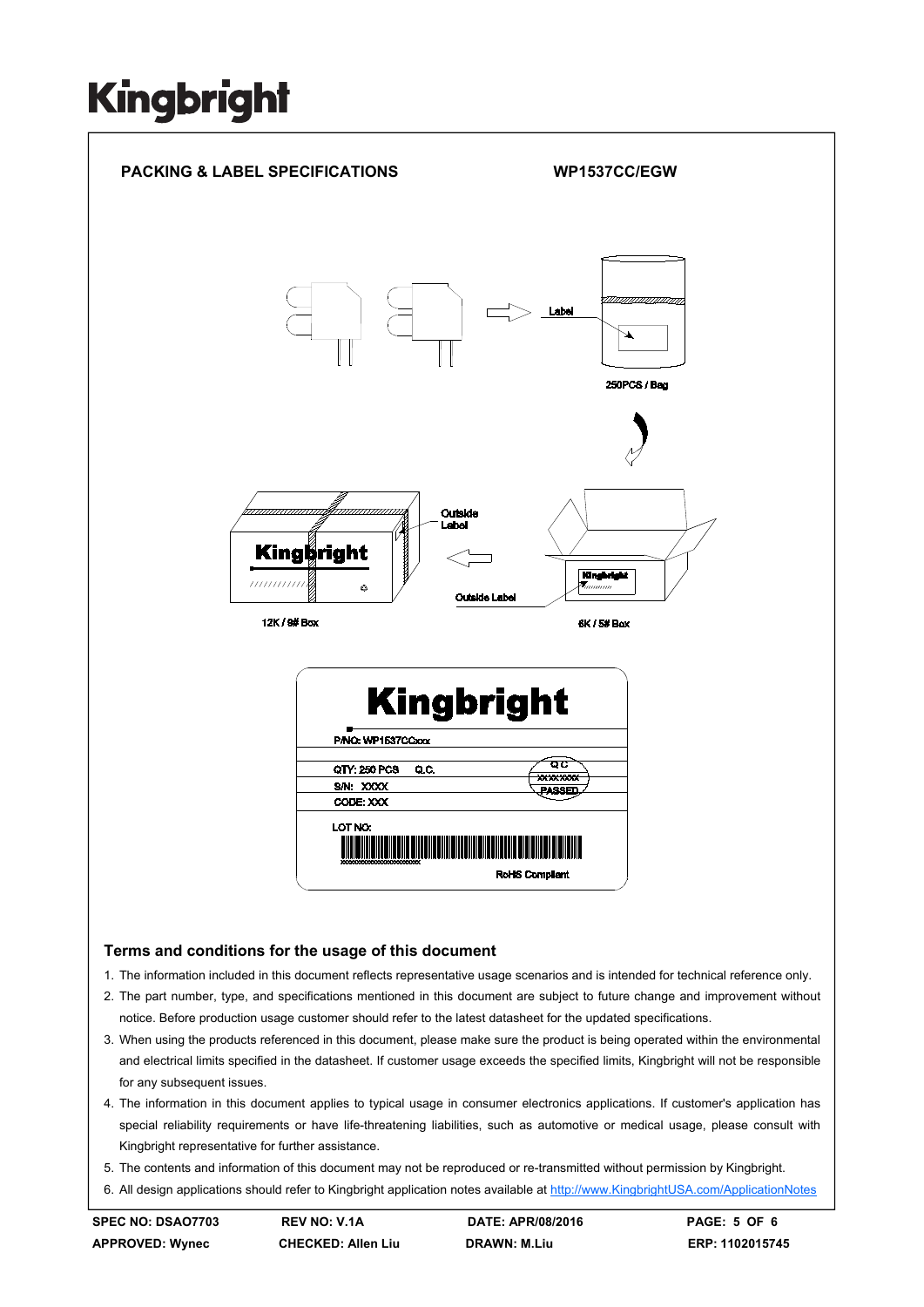## PACKING & LABEL SPECIFICATIONS

**WP1537CC/EGW**

Label

250PCS / Bag

Outside Label

Outside Label

12K / 9# Box

6K / 5# Box

Kingbright

P/NO: WP1537CCxxx

QTY: 250 PCS Q.C.

S/N: XXXX

CODE: XXX

LOT NO:

RoHS Compliant

### Terms and conditions for the usage of this document

1. The information included in this document reflects representative usage scenarios and is intended for technical reference only.
2. The part number, type, and specifications mentioned in this document are subject to future change and improvement without notice. Before production usage customer should refer to the latest datasheet for the updated specifications.
3. When using the products referenced in this document, please make sure the product is being operated within the environmental and electrical limits specified in the datasheet. If customer usage exceeds the specified limits, Kingbright will not be responsible for any subsequent issues.
4. The information in this document applies to typical usage in consumer electronics applications. If customer's application has special reliability requirements or have life-threatening liabilities, such as automotive or medical usage, please consult with Kingbright representative for further assistance.
5. The contents and information of this document may not be reproduced or re-transmitted without permission by Kingbright.
6. All design applications should refer to Kingbright application notes available at http://www.KingbrightUSA.com/ApplicationNotes

| SPEC NO: DSAO7703 | REV NO: V.1A | DATE: APR/08/2016 | ERP: 1102015745 |
|---|---|---|---|
| APPROVED: Wynec | CHECKED: Allen Liu | DRAWN: M.Liu | |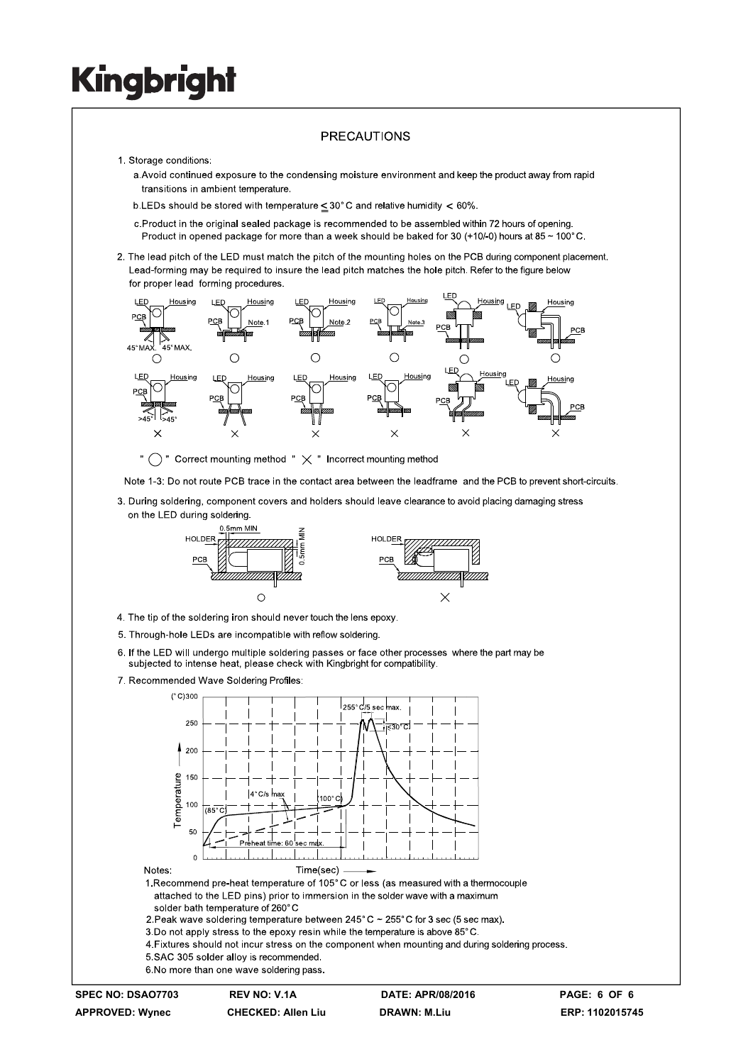# Kingbright

## PRECAUTIONS

1. Storage conditions:
   a. Avoid continued exposure to the condensing moisture environment and keep the product away from rapid transitions in ambient temperature.
   b. LEDs should be stored with temperature ≤ 30°C and relative humidity < 60%.
   c. Product in the original sealed package is recommended to be assembled within 72 hours of opening. Product in opened package for more than a week should be baked for 30 (+10/-0) hours at 85 ~ 100°C.

2. The lead pitch of the LED must match the pitch of the mounting holes on the PCB during component placement. Lead-forming may be required to insure the lead pitch matches the hole pitch. Refer to the figure below for proper lead forming procedures.

LED Housing PCB 45°MAX. 45°MAX. ○
LED Housing PCB Note.1 ○
LED Housing PCB Note.2 ○
LED Housing PCB Note.3 ○
LED Housing PCB ○
LED Housing PCB ○

LED Housing PCB >45° >45° ×
LED Housing PCB ×
LED Housing PCB ×
LED Housing PCB ×
LED Housing PCB ×
LED Housing PCB ×

" ○ " Correct mounting method " × " Incorrect mounting method

Note 1-3: Do not route PCB trace in the contact area between the leadframe and the PCB to prevent short-circuits.

3. During soldering, component covers and holders should leave clearance to avoid placing damaging stress on the LED during soldering.

HOLDER 0.5mm MIN 0.5mm MIN PCB ○

HOLDER PCB ×

4. The tip of the soldering iron should never touch the lens epoxy.
5. Through-hole LEDs are incompatible with reflow soldering.
6. If the LED will undergo multiple soldering passes or face other processes where the part may be subjected to intense heat, please check with Kingbright for compatibility.
7. Recommended Wave Soldering Profiles:

(°C)300
250
200
150
100
50
0
Temperature
Time(sec)
255°C/5 sec max.
≤30°C
4°C/s max
(100°C)
(85°C)
Preheat time: 60 sec max.

Notes:
1. Recommend pre-heat temperature of 105°C or less (as measured with a thermocouple attached to the LED pins) prior to immersion in the solder wave with a maximum solder bath temperature of 260°C
2. Peak wave soldering temperature between 245°C ~ 255°C for 3 sec (5 sec max).
3. Do not apply stress to the epoxy resin while the temperature is above 85°C.
4. Fixtures should not incur stress on the component when mounting and during soldering process.
5. SAC 305 solder alloy is recommended.
6. No more than one wave soldering pass.

SPEC NO: DSAO7703 REV NO: V.1A DATE: APR/08/2016
APPROVED: Wynec CHECKED: Allen Liu DRAWN: M.Liu ERP: 1102015745